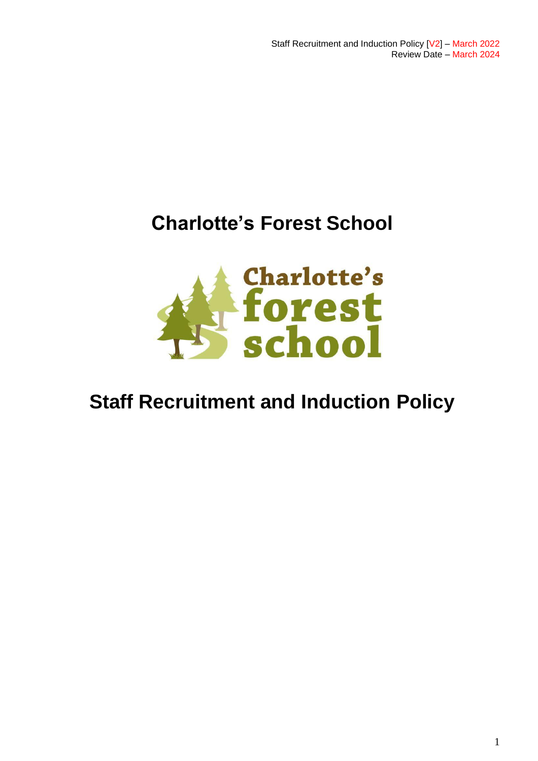Staff Recruitment and Induction Policy [V2] – March 2022
Review Date – March 2024

# Charlotte's Forest School

# Staff Recruitment and Induction Policy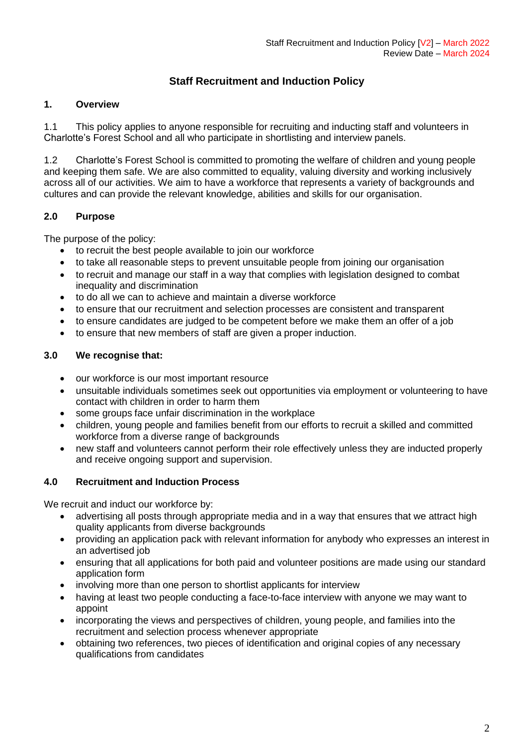Staff Recruitment and Induction Policy [V2] – March 2022
Review Date – March 2024

# Staff Recruitment and Induction Policy

## 1. Overview

1.1 This policy applies to anyone responsible for recruiting and inducting staff and volunteers in Charlotte's Forest School and all who participate in shortlisting and interview panels.

1.2 Charlotte's Forest School is committed to promoting the welfare of children and young people and keeping them safe. We are also committed to equality, valuing diversity and working inclusively across all of our activities. We aim to have a workforce that represents a variety of backgrounds and cultures and can provide the relevant knowledge, abilities and skills for our organisation.

## 2.0 Purpose

The purpose of the policy:

- to recruit the best people available to join our workforce
- to take all reasonable steps to prevent unsuitable people from joining our organisation
- to recruit and manage our staff in a way that complies with legislation designed to combat inequality and discrimination
- to do all we can to achieve and maintain a diverse workforce
- to ensure that our recruitment and selection processes are consistent and transparent
- to ensure candidates are judged to be competent before we make them an offer of a job
- to ensure that new members of staff are given a proper induction.

## 3.0 We recognise that:

- our workforce is our most important resource
- unsuitable individuals sometimes seek out opportunities via employment or volunteering to have contact with children in order to harm them
- some groups face unfair discrimination in the workplace
- children, young people and families benefit from our efforts to recruit a skilled and committed workforce from a diverse range of backgrounds
- new staff and volunteers cannot perform their role effectively unless they are inducted properly and receive ongoing support and supervision.

## 4.0 Recruitment and Induction Process

We recruit and induct our workforce by:

- advertising all posts through appropriate media and in a way that ensures that we attract high quality applicants from diverse backgrounds
- providing an application pack with relevant information for anybody who expresses an interest in an advertised job
- ensuring that all applications for both paid and volunteer positions are made using our standard application form
- involving more than one person to shortlist applicants for interview
- having at least two people conducting a face-to-face interview with anyone we may want to appoint
- incorporating the views and perspectives of children, young people, and families into the recruitment and selection process whenever appropriate
- obtaining two references, two pieces of identification and original copies of any necessary qualifications from candidates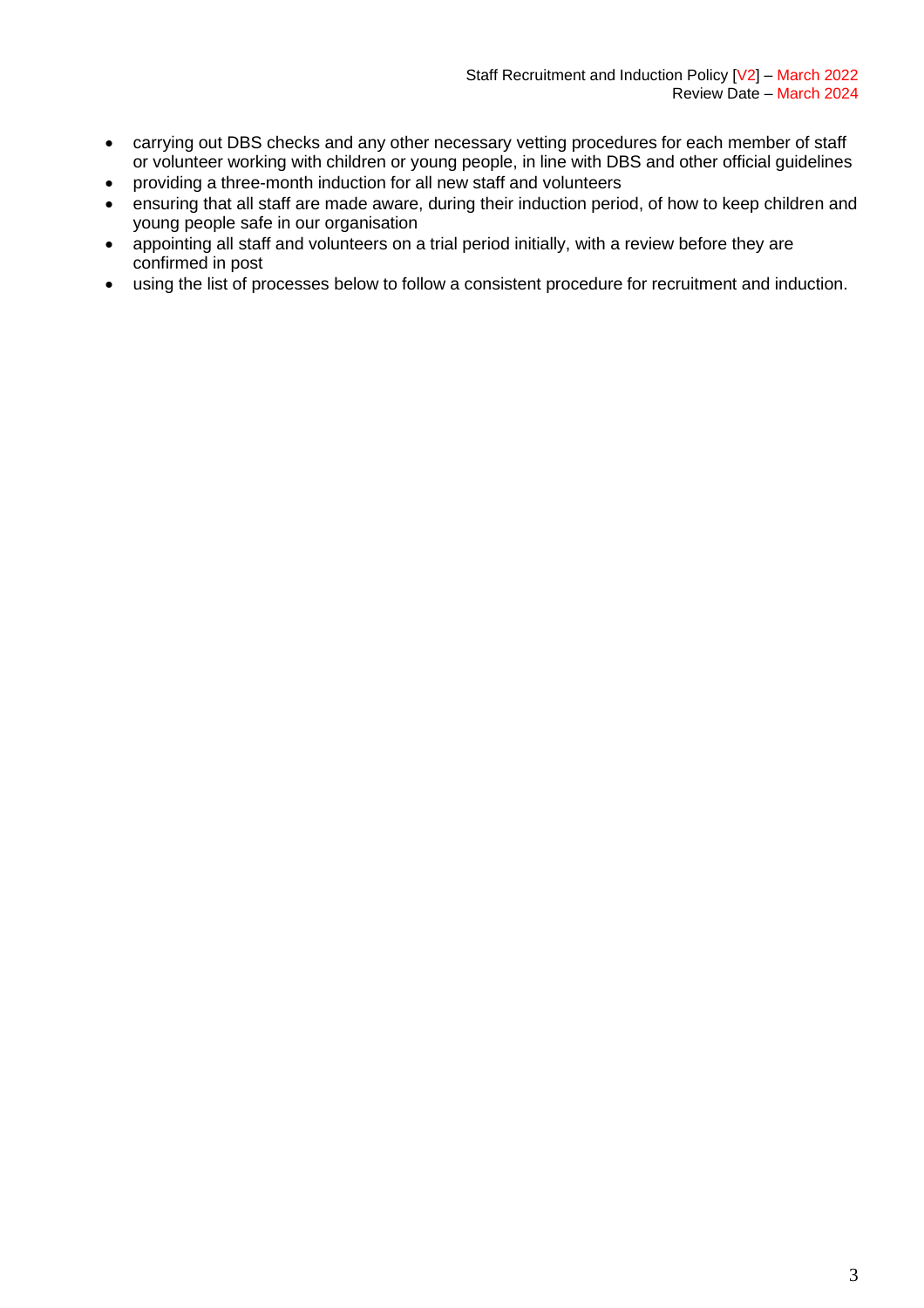- carrying out DBS checks and any other necessary vetting procedures for each member of staff or volunteer working with children or young people, in line with DBS and other official guidelines
- providing a three-month induction for all new staff and volunteers
- ensuring that all staff are made aware, during their induction period, of how to keep children and young people safe in our organisation
- appointing all staff and volunteers on a trial period initially, with a review before they are confirmed in post
- using the list of processes below to follow a consistent procedure for recruitment and induction.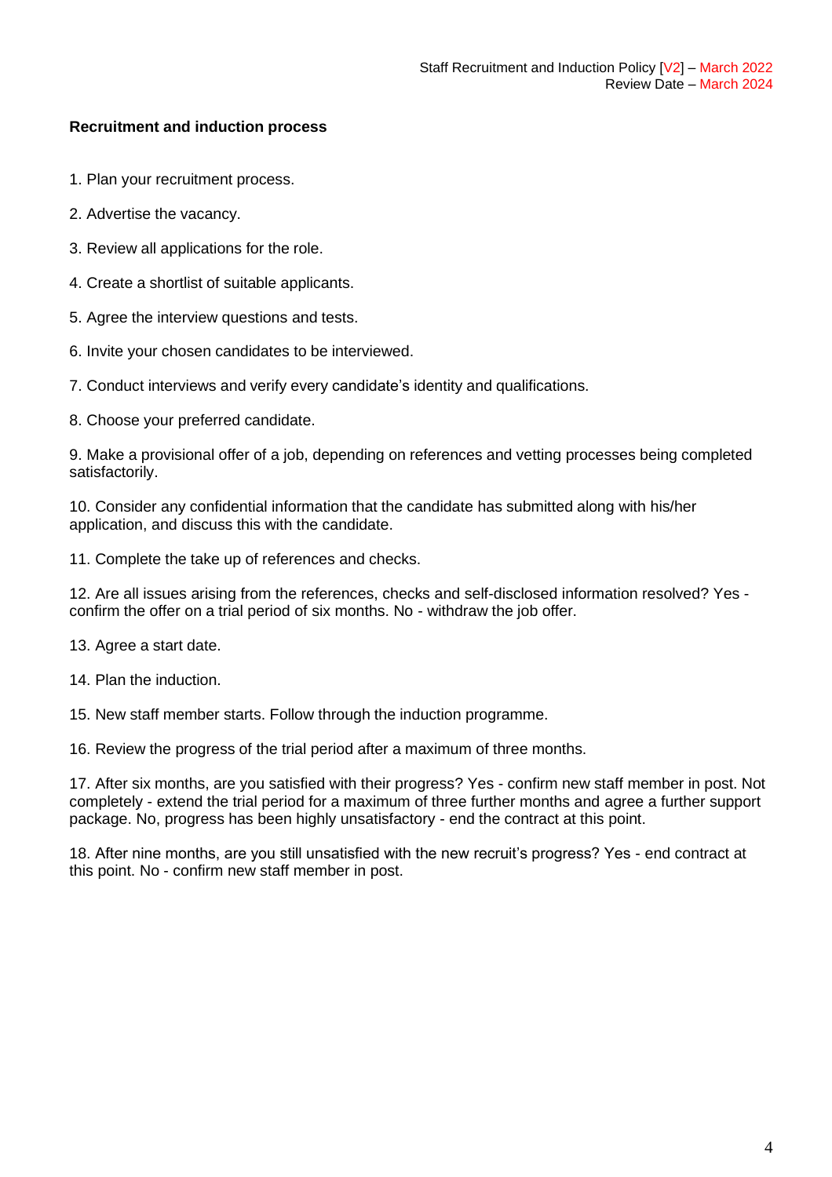**Recruitment and induction process**

1. Plan your recruitment process.

2. Advertise the vacancy.

3. Review all applications for the role.

4. Create a shortlist of suitable applicants.

5. Agree the interview questions and tests.

6. Invite your chosen candidates to be interviewed.

7. Conduct interviews and verify every candidate's identity and qualifications.

8. Choose your preferred candidate.

9. Make a provisional offer of a job, depending on references and vetting processes being completed satisfactorily.

10. Consider any confidential information that the candidate has submitted along with his/her application, and discuss this with the candidate.

11. Complete the take up of references and checks.

12. Are all issues arising from the references, checks and self-disclosed information resolved? Yes - confirm the offer on a trial period of six months. No - withdraw the job offer.

13. Agree a start date.

14. Plan the induction.

15. New staff member starts. Follow through the induction programme.

16. Review the progress of the trial period after a maximum of three months.

17. After six months, are you satisfied with their progress? Yes - confirm new staff member in post. Not completely - extend the trial period for a maximum of three further months and agree a further support package. No, progress has been highly unsatisfactory - end the contract at this point.

18. After nine months, are you still unsatisfied with the new recruit's progress? Yes - end contract at this point. No - confirm new staff member in post.